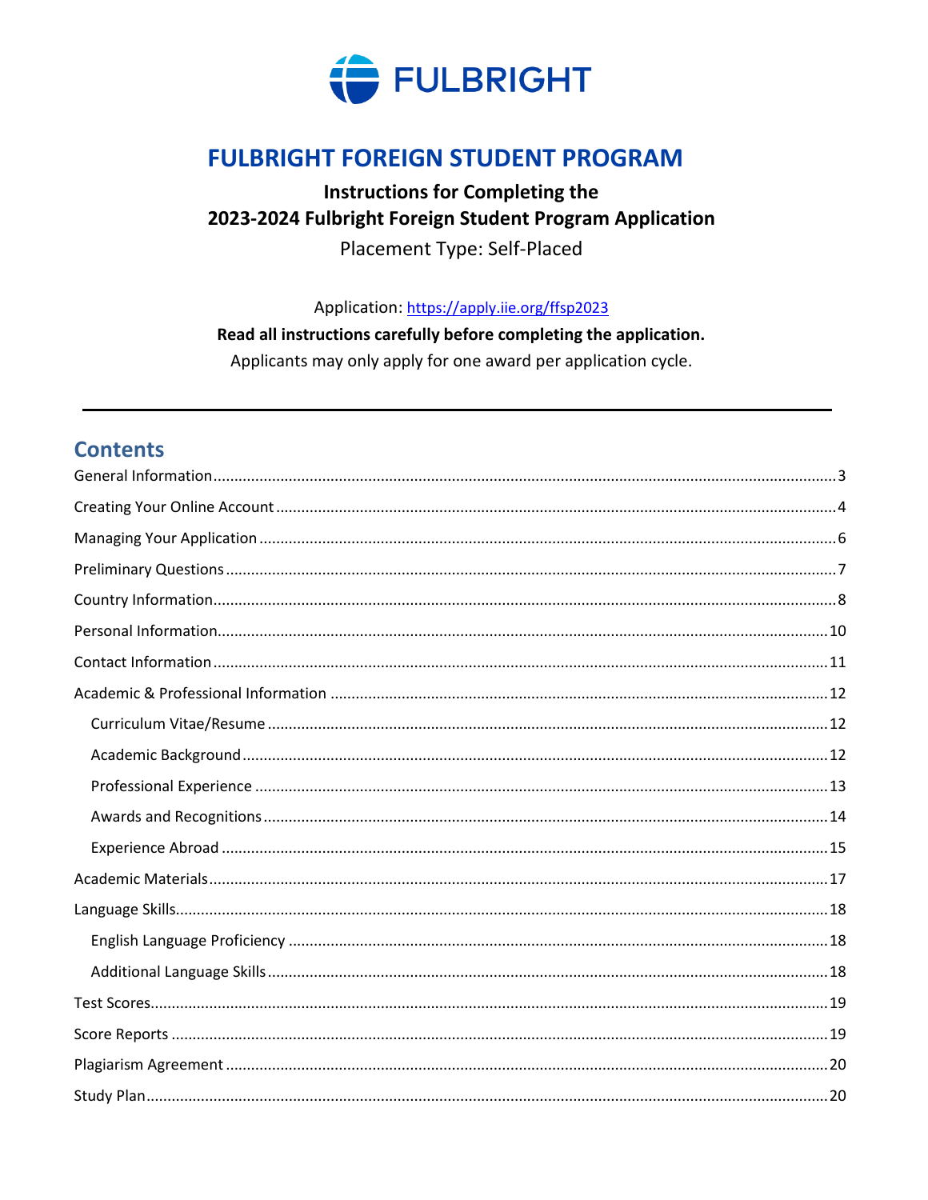FULBRIGHT

# FULBRIGHT FOREIGN STUDENT PROGRAM

**Instructions for Completing the**
**2023-2024 Fulbright Foreign Student Program Application**

Placement Type: Self-Placed

Application: https://apply.iie.org/ffsp2023

**Read all instructions carefully before completing the application.**

Applicants may only apply for one award per application cycle.

---

## Contents

General Information .......... 3
Creating Your Online Account .......... 4
Managing Your Application .......... 6
Preliminary Questions .......... 7
Country Information .......... 8
Personal Information .......... 10
Contact Information .......... 11
Academic & Professional Information .......... 12
- Curriculum Vitae/Resume .......... 12
- Academic Background .......... 12
- Professional Experience .......... 13
- Awards and Recognitions .......... 14
- Experience Abroad .......... 15

Academic Materials .......... 17
Language Skills .......... 18
- English Language Proficiency .......... 18
- Additional Language Skills .......... 18

Test Scores .......... 19
Score Reports .......... 19
Plagiarism Agreement .......... 20
Study Plan .......... 20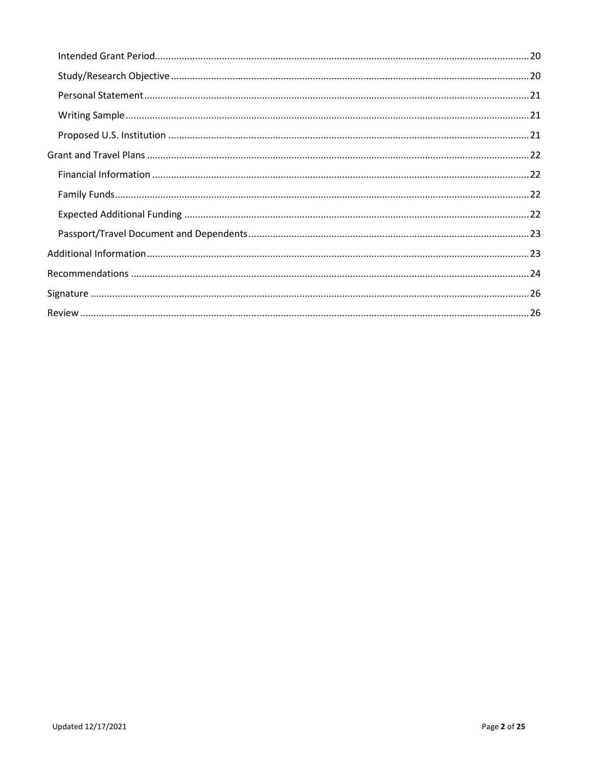- Intended Grant Period....20
- Study/Research Objective....20
- Personal Statement....21
- Writing Sample....21
- Proposed U.S. Institution....21

Grant and Travel Plans....22

- Financial Information....22
- Family Funds....22
- Expected Additional Funding....22
- Passport/Travel Document and Dependents....23

Additional Information....23

Recommendations....24

Signature....26

Review....26

Updated 12/17/2021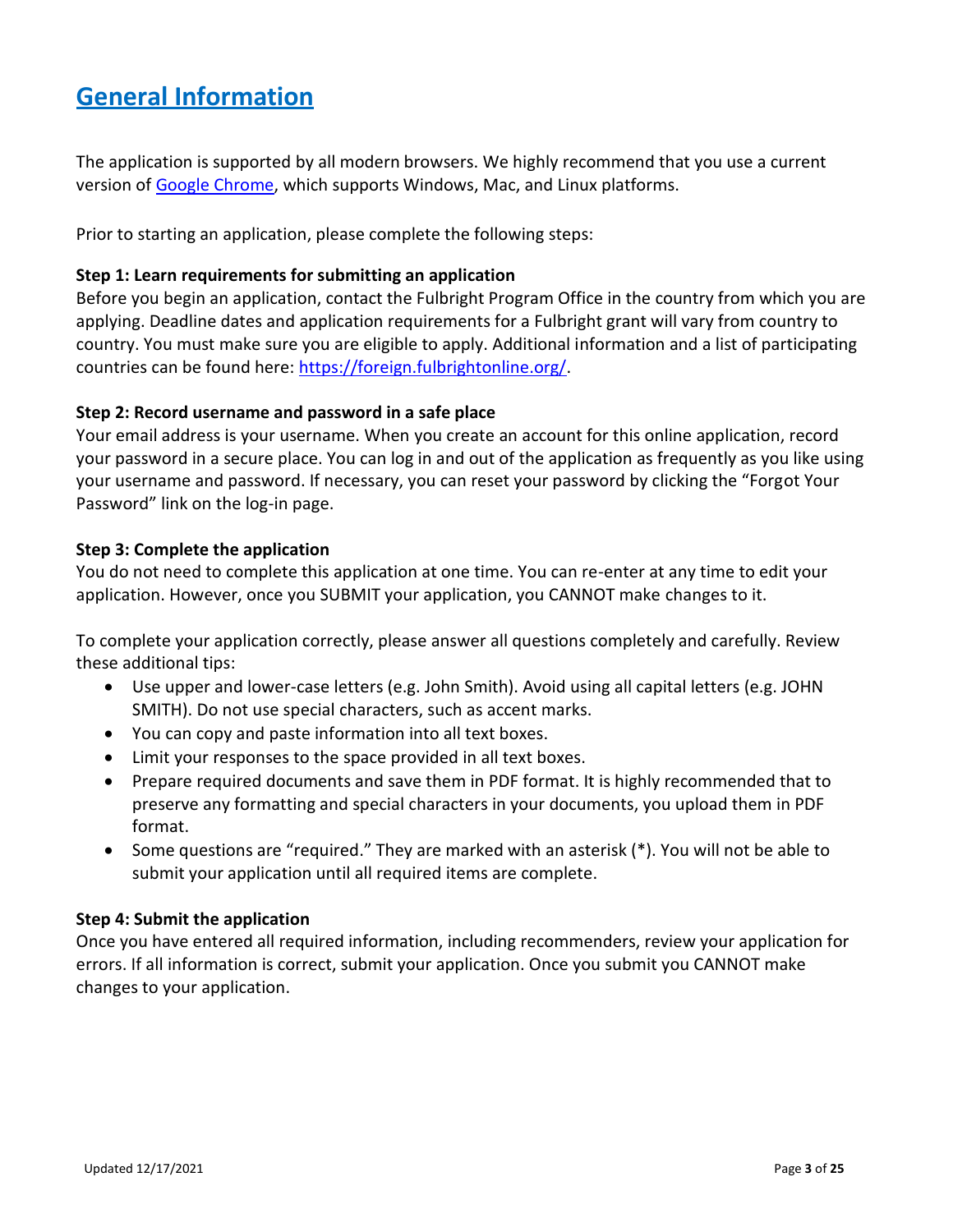# General Information

The application is supported by all modern browsers. We highly recommend that you use a current version of Google Chrome, which supports Windows, Mac, and Linux platforms.

Prior to starting an application, please complete the following steps:

**Step 1: Learn requirements for submitting an application**
Before you begin an application, contact the Fulbright Program Office in the country from which you are applying. Deadline dates and application requirements for a Fulbright grant will vary from country to country. You must make sure you are eligible to apply. Additional information and a list of participating countries can be found here: https://foreign.fulbrightonline.org/.

**Step 2: Record username and password in a safe place**
Your email address is your username. When you create an account for this online application, record your password in a secure place. You can log in and out of the application as frequently as you like using your username and password. If necessary, you can reset your password by clicking the "Forgot Your Password" link on the log-in page.

**Step 3: Complete the application**
You do not need to complete this application at one time. You can re-enter at any time to edit your application. However, once you SUBMIT your application, you CANNOT make changes to it.

To complete your application correctly, please answer all questions completely and carefully. Review these additional tips:

- Use upper and lower-case letters (e.g. John Smith). Avoid using all capital letters (e.g. JOHN SMITH). Do not use special characters, such as accent marks.
- You can copy and paste information into all text boxes.
- Limit your responses to the space provided in all text boxes.
- Prepare required documents and save them in PDF format. It is highly recommended that to preserve any formatting and special characters in your documents, you upload them in PDF format.
- Some questions are "required." They are marked with an asterisk (*). You will not be able to submit your application until all required items are complete.

**Step 4: Submit the application**
Once you have entered all required information, including recommenders, review your application for errors. If all information is correct, submit your application. Once you submit you CANNOT make changes to your application.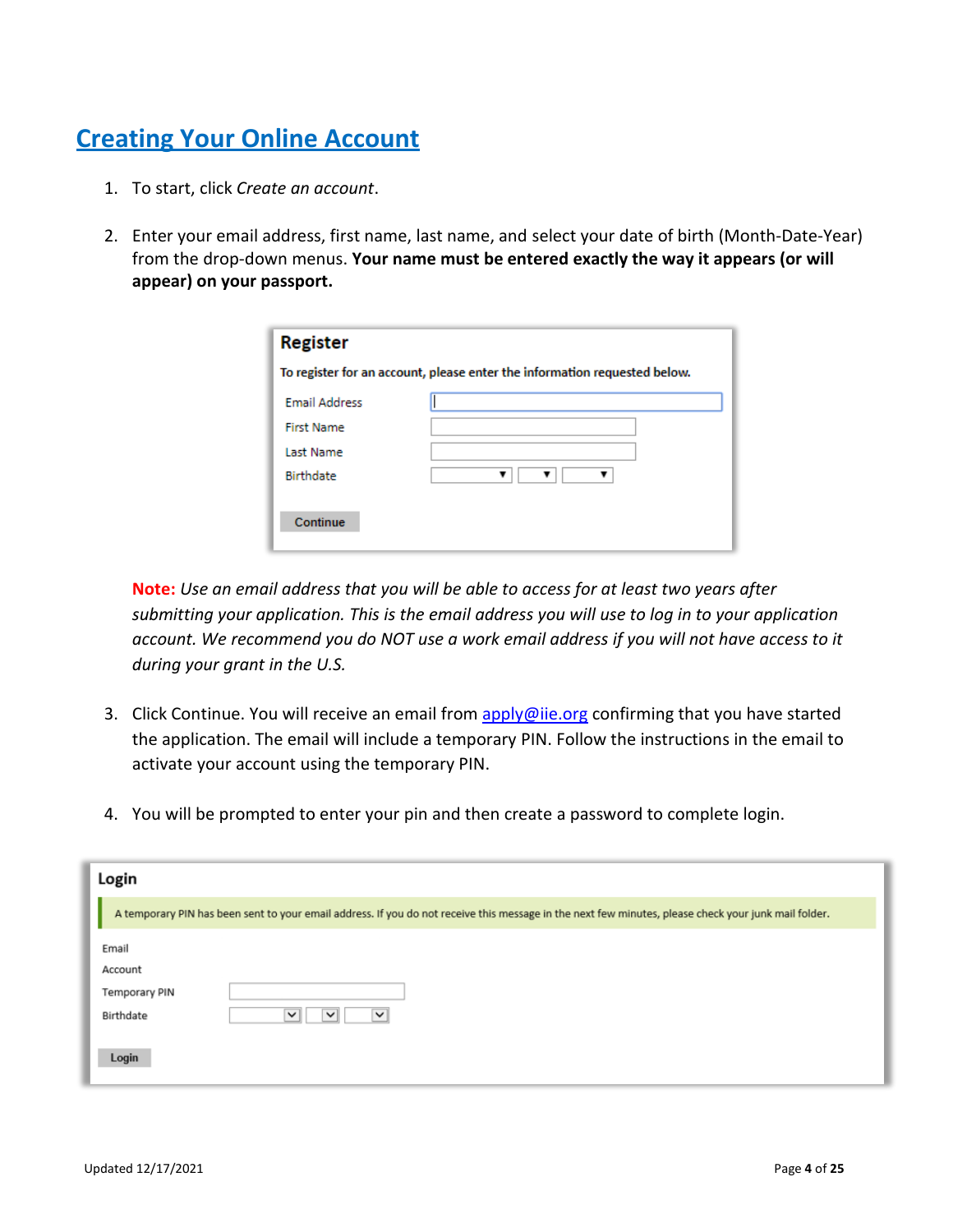## Creating Your Online Account

1. To start, click *Create an account*.

2. Enter your email address, first name, last name, and select your date of birth (Month-Date-Year) from the drop-down menus. **Your name must be entered exactly the way it appears (or will appear) on your passport.**

   **Register**

   To register for an account, please enter the information requested below.

   Email Address

   First Name

   Last Name

   Birthdate

   Continue

   **Note:** *Use an email address that you will be able to access for at least two years after submitting your application. This is the email address you will use to log in to your application account. We recommend you do NOT use a work email address if you will not have access to it during your grant in the U.S.*

3. Click Continue. You will receive an email from [apply@iie.org](mailto:apply@iie.org) confirming that you have started the application. The email will include a temporary PIN. Follow the instructions in the email to activate your account using the temporary PIN.

4. You will be prompted to enter your pin and then create a password to complete login.

**Login**

A temporary PIN has been sent to your email address. If you do not receive this message in the next few minutes, please check your junk mail folder.

Email

Account

Temporary PIN

Birthdate

Login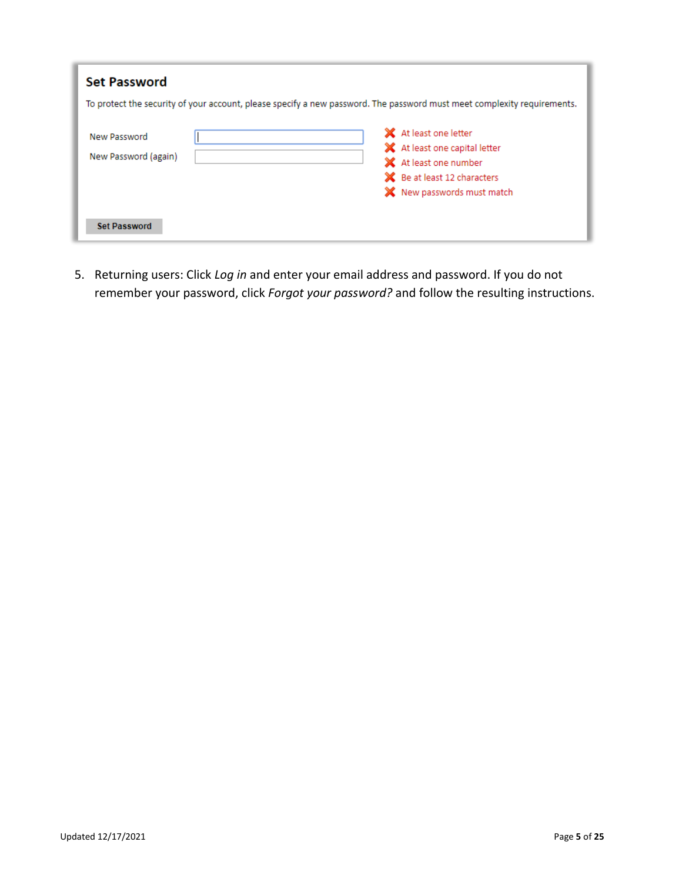**Set Password**

To protect the security of your account, please specify a new password. The password must meet complexity requirements.

New Password

New Password (again)

- ✖ At least one letter
- ✖ At least one capital letter
- ✖ At least one number
- ✖ Be at least 12 characters
- ✖ New passwords must match

Set Password

5. Returning users: Click *Log in* and enter your email address and password. If you do not remember your password, click *Forgot your password?* and follow the resulting instructions.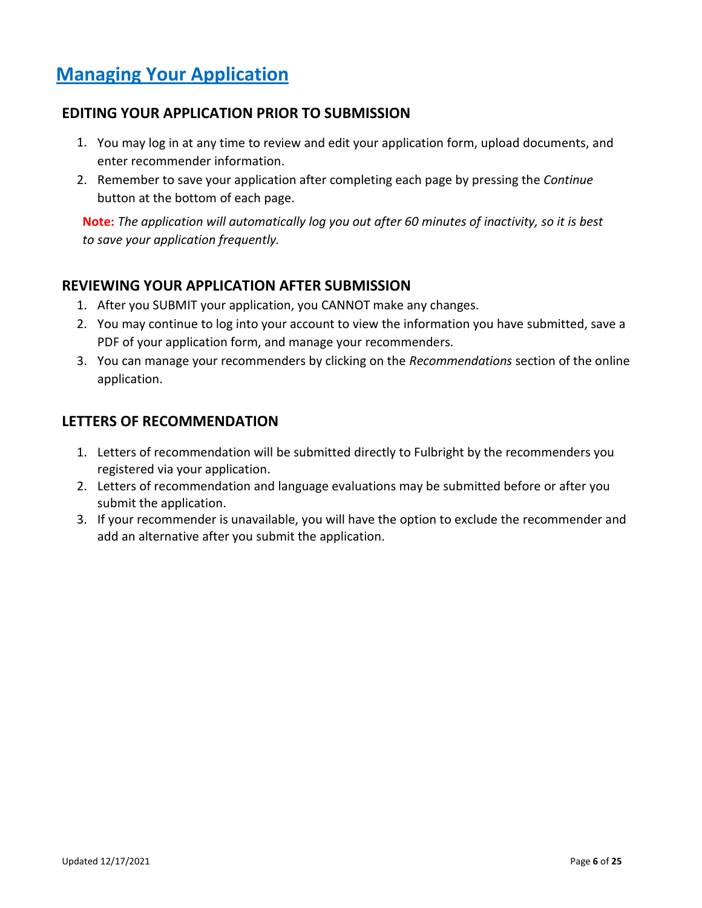# Managing Your Application

## EDITING YOUR APPLICATION PRIOR TO SUBMISSION

1. You may log in at any time to review and edit your application form, upload documents, and enter recommender information.
2. Remember to save your application after completing each page by pressing the *Continue* button at the bottom of each page.

**Note:** *The application will automatically log you out after 60 minutes of inactivity, so it is best to save your application frequently.*

## REVIEWING YOUR APPLICATION AFTER SUBMISSION

1. After you SUBMIT your application, you CANNOT make any changes.
2. You may continue to log into your account to view the information you have submitted, save a PDF of your application form, and manage your recommenders.
3. You can manage your recommenders by clicking on the *Recommendations* section of the online application.

## LETTERS OF RECOMMENDATION

1. Letters of recommendation will be submitted directly to Fulbright by the recommenders you registered via your application.
2. Letters of recommendation and language evaluations may be submitted before or after you submit the application.
3. If your recommender is unavailable, you will have the option to exclude the recommender and add an alternative after you submit the application.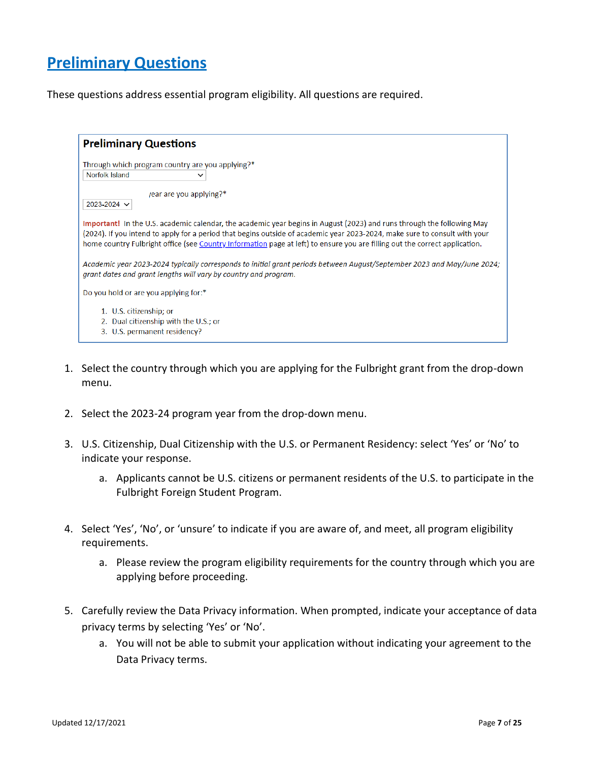# [Preliminary Questions]()

These questions address essential program eligibility. All questions are required.

**Preliminary Questions**

Through which program country are you applying?*

Norfolk Island

/ear are you applying?*

2023-2024

**Important!** In the U.S. academic calendar, the academic year begins in August (2023) and runs through the following May (2024). If you intend to apply for a period that begins outside of academic year 2023-2024, make sure to consult with your home country Fulbright office (see [Country Information]() page at left) to ensure you are filling out the correct application.

*Academic year 2023-2024 typically corresponds to initial grant periods between August/September 2023 and May/June 2024; grant dates and grant lengths will vary by country and program.*

Do you hold or are you applying for:*

1. U.S. citizenship; or
2. Dual citizenship with the U.S.; or
3. U.S. permanent residency?

1. Select the country through which you are applying for the Fulbright grant from the drop-down menu.

2. Select the 2023-24 program year from the drop-down menu.

3. U.S. Citizenship, Dual Citizenship with the U.S. or Permanent Residency: select 'Yes' or 'No' to indicate your response.
   a. Applicants cannot be U.S. citizens or permanent residents of the U.S. to participate in the Fulbright Foreign Student Program.

4. Select 'Yes', 'No', or 'unsure' to indicate if you are aware of, and meet, all program eligibility requirements.
   a. Please review the program eligibility requirements for the country through which you are applying before proceeding.

5. Carefully review the Data Privacy information. When prompted, indicate your acceptance of data privacy terms by selecting 'Yes' or 'No'.
   a. You will not be able to submit your application without indicating your agreement to the Data Privacy terms.

Updated 12/17/2021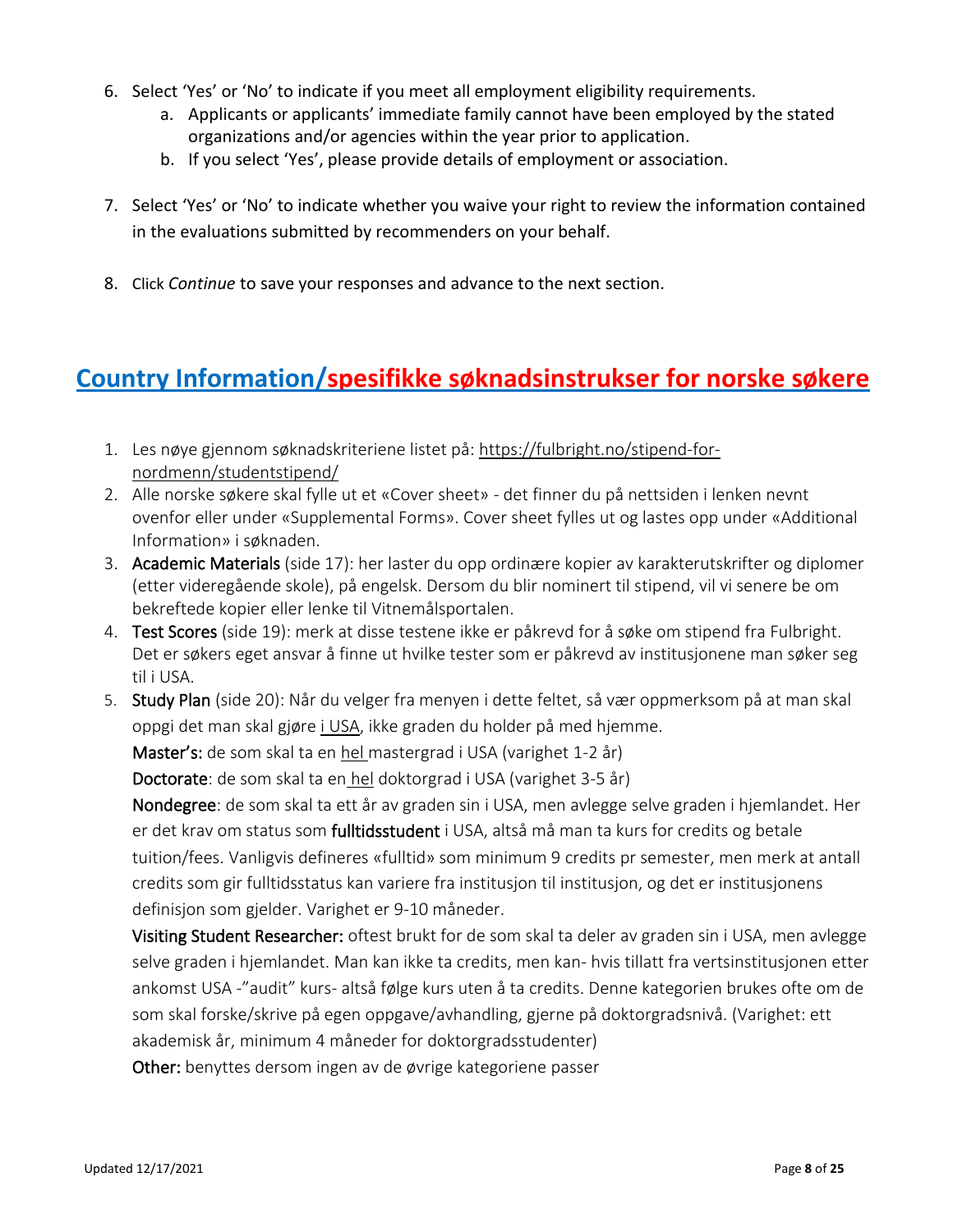6. Select 'Yes' or 'No' to indicate if you meet all employment eligibility requirements.
   a. Applicants or applicants' immediate family cannot have been employed by the stated organizations and/or agencies within the year prior to application.
   b. If you select 'Yes', please provide details of employment or association.

7. Select 'Yes' or 'No' to indicate whether you waive your right to review the information contained in the evaluations submitted by recommenders on your behalf.

8. Click *Continue* to save your responses and advance to the next section.

## Country Information/spesifikke søknadsinstrukser for norske søkere

1. Les nøye gjennom søknadskriteriene listet på: https://fulbright.no/stipend-for-nordmenn/studentstipend/
2. Alle norske søkere skal fylle ut et «Cover sheet» - det finner du på nettsiden i lenken nevnt ovenfor eller under «Supplemental Forms». Cover sheet fylles ut og lastes opp under «Additional Information» i søknaden.
3. Academic Materials (side 17): her laster du opp ordinære kopier av karakterutskrifter og diplomer (etter videregående skole), på engelsk. Dersom du blir nominert til stipend, vil vi senere be om bekreftede kopier eller lenke til Vitnemålsportalen.
4. Test Scores (side 19): merk at disse testene ikke er påkrevd for å søke om stipend fra Fulbright. Det er søkers eget ansvar å finne ut hvilke tester som er påkrevd av institusjonene man søker seg til i USA.
5. Study Plan (side 20): Når du velger fra menyen i dette feltet, så vær oppmerksom på at man skal oppgi det man skal gjøre i USA, ikke graden du holder på med hjemme.

   Master's: de som skal ta en hel mastergrad i USA (varighet 1-2 år)

   Doctorate: de som skal ta en hel doktorgrad i USA (varighet 3-5 år)

   Nondegree: de som skal ta ett år av graden sin i USA, men avlegge selve graden i hjemlandet. Her er det krav om status som fulltidsstudent i USA, altså må man ta kurs for credits og betale tuition/fees. Vanligvis defineres «fulltid» som minimum 9 credits pr semester, men merk at antall credits som gir fulltidsstatus kan variere fra institusjon til institusjon, og det er institusjonens definisjon som gjelder. Varighet er 9-10 måneder.

   Visiting Student Researcher: oftest brukt for de som skal ta deler av graden sin i USA, men avlegge selve graden i hjemlandet. Man kan ikke ta credits, men kan- hvis tillatt fra vertsinstitusjonen etter ankomst USA -"audit" kurs- altså følge kurs uten å ta credits. Denne kategorien brukes ofte om de som skal forske/skrive på egen oppgave/avhandling, gjerne på doktorgradsnivå. (Varighet: ett akademisk år, minimum 4 måneder for doktorgradsstudenter)

   Other: benyttes dersom ingen av de øvrige kategoriene passer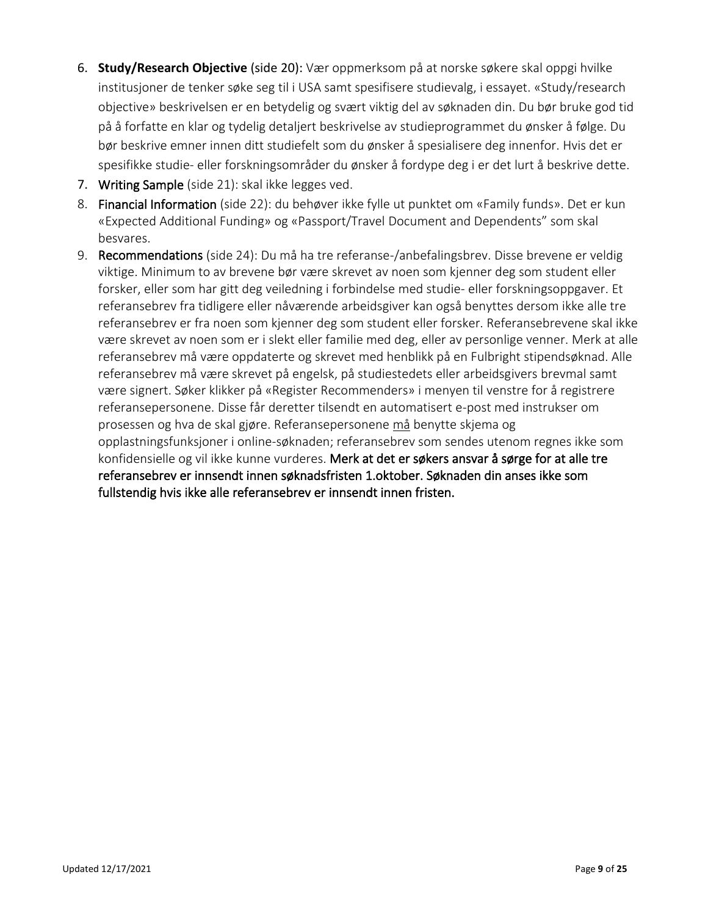6. **Study/Research Objective** (side 20): Vær oppmerksom på at norske søkere skal oppgi hvilke institusjoner de tenker søke seg til i USA samt spesifisere studievalg, i essayet. «Study/research objective» beskrivelsen er en betydelig og svært viktig del av søknaden din. Du bør bruke god tid på å forfatte en klar og tydelig detaljert beskrivelse av studieprogrammet du ønsker å følge. Du bør beskrive emner innen ditt studiefelt som du ønsker å spesialisere deg innenfor. Hvis det er spesifikke studie- eller forskningsområder du ønsker å fordype deg i er det lurt å beskrive dette.
7. Writing Sample (side 21): skal ikke legges ved.
8. Financial Information (side 22): du behøver ikke fylle ut punktet om «Family funds». Det er kun «Expected Additional Funding» og «Passport/Travel Document and Dependents" som skal besvares.
9. Recommendations (side 24): Du må ha tre referanse-/anbefalingsbrev. Disse brevene er veldig viktige. Minimum to av brevene bør være skrevet av noen som kjenner deg som student eller forsker, eller som har gitt deg veiledning i forbindelse med studie- eller forskningsoppgaver. Et referansebrev fra tidligere eller nåværende arbeidsgiver kan også benyttes dersom ikke alle tre referansebrev er fra noen som kjenner deg som student eller forsker. Referansebrevene skal ikke være skrevet av noen som er i slekt eller familie med deg, eller av personlige venner. Merk at alle referansebrev må være oppdaterte og skrevet med henblikk på en Fulbright stipendsøknad. Alle referansebrev må være skrevet på engelsk, på studiestedets eller arbeidsgivers brevmal samt være signert. Søker klikker på «Register Recommenders» i menyen til venstre for å registrere referansepersonene. Disse får deretter tilsendt en automatisert e-post med instrukser om prosessen og hva de skal gjøre. Referansepersonene må benytte skjema og opplastningsfunksjoner i online-søknaden; referansebrev som sendes utenom regnes ikke som konfidensielle og vil ikke kunne vurderes. Merk at det er søkers ansvar å sørge for at alle tre referansebrev er innsendt innen søknadsfristen 1.oktober. Søknaden din anses ikke som fullstendig hvis ikke alle referansebrev er innsendt innen fristen.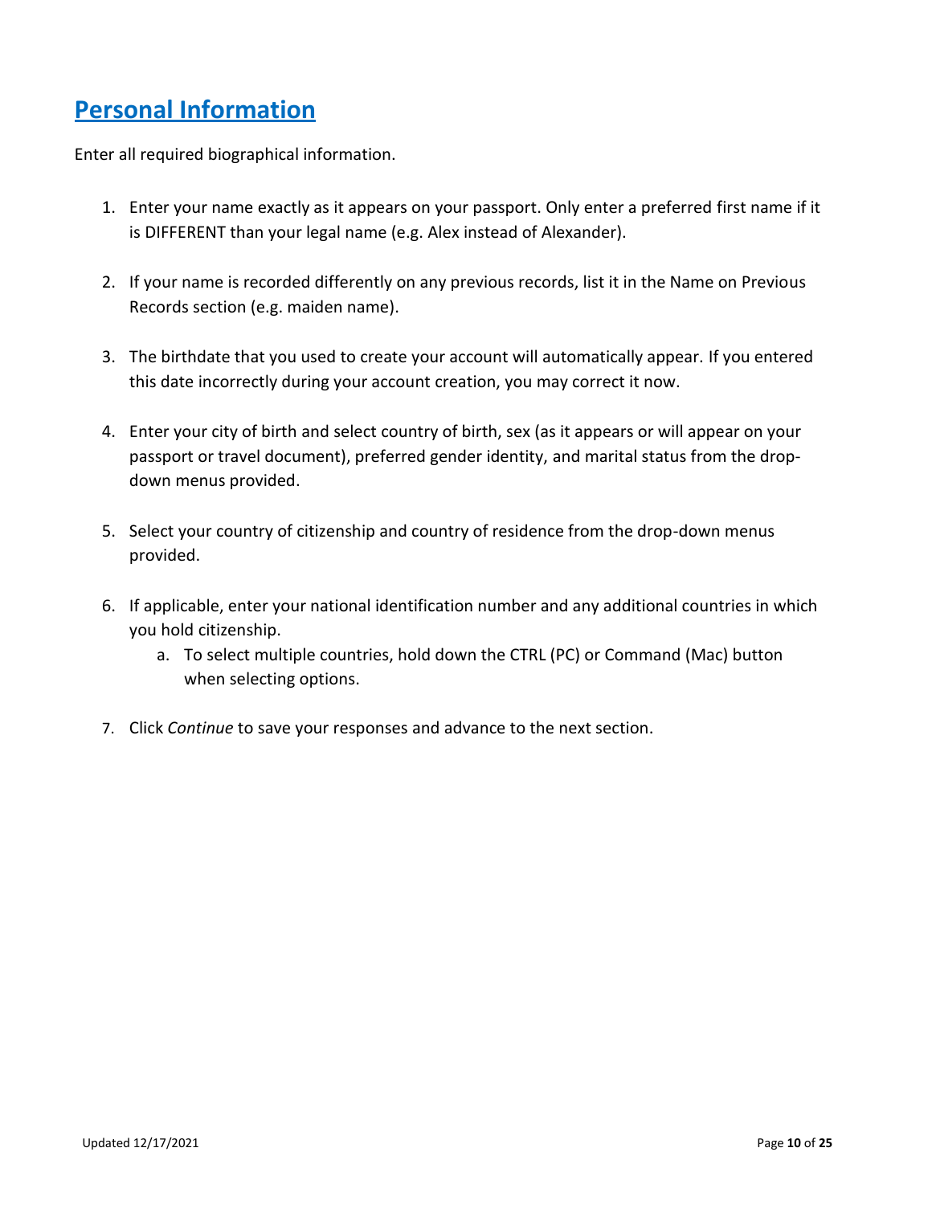# Personal Information

Enter all required biographical information.

1. Enter your name exactly as it appears on your passport. Only enter a preferred first name if it is DIFFERENT than your legal name (e.g. Alex instead of Alexander).

2. If your name is recorded differently on any previous records, list it in the Name on Previous Records section (e.g. maiden name).

3. The birthdate that you used to create your account will automatically appear. If you entered this date incorrectly during your account creation, you may correct it now.

4. Enter your city of birth and select country of birth, sex (as it appears or will appear on your passport or travel document), preferred gender identity, and marital status from the drop-down menus provided.

5. Select your country of citizenship and country of residence from the drop-down menus provided.

6. If applicable, enter your national identification number and any additional countries in which you hold citizenship.
   a. To select multiple countries, hold down the CTRL (PC) or Command (Mac) button when selecting options.

7. Click *Continue* to save your responses and advance to the next section.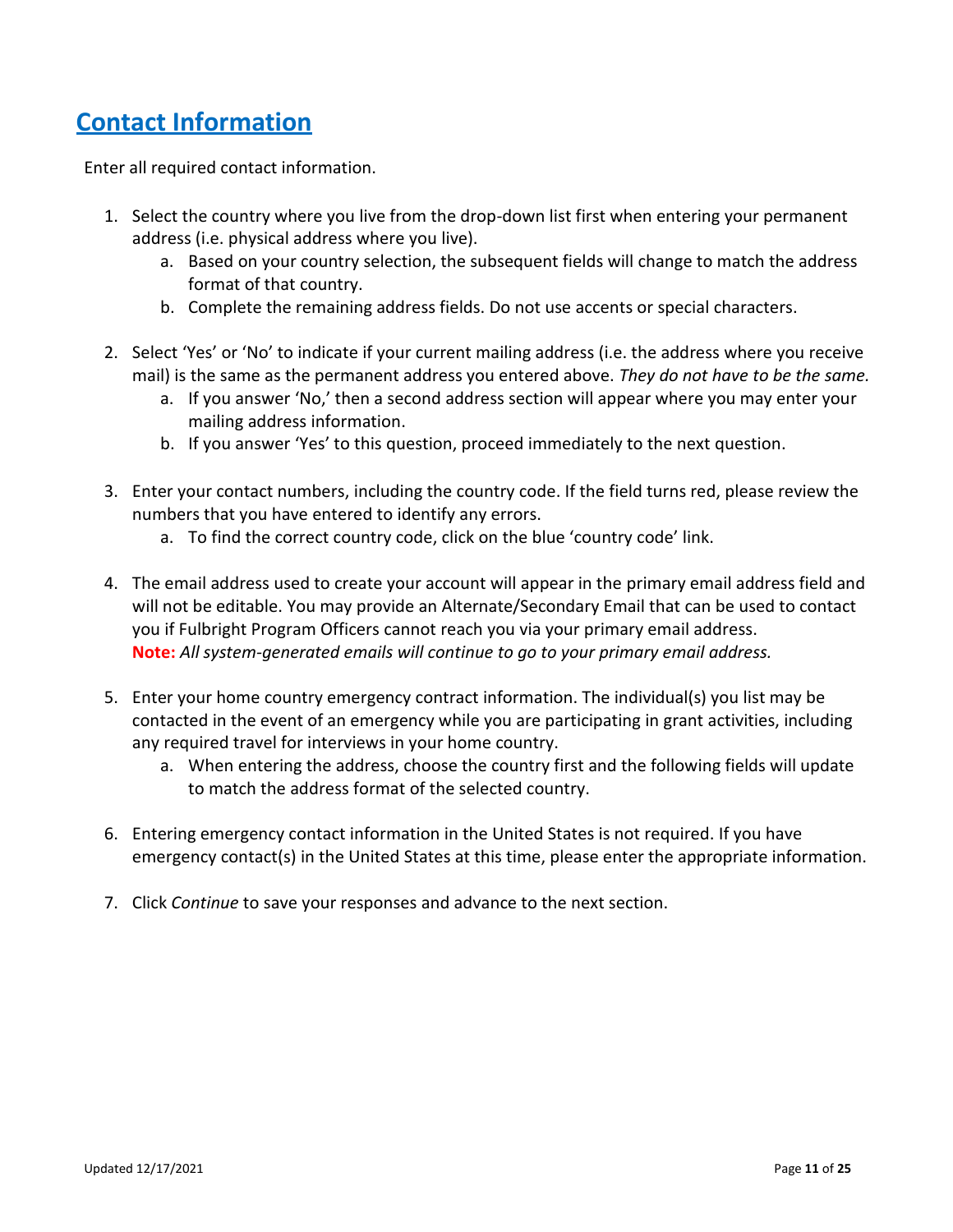## Contact Information

Enter all required contact information.

1. Select the country where you live from the drop-down list first when entering your permanent address (i.e. physical address where you live).
    a. Based on your country selection, the subsequent fields will change to match the address format of that country.
    b. Complete the remaining address fields. Do not use accents or special characters.

2. Select 'Yes' or 'No' to indicate if your current mailing address (i.e. the address where you receive mail) is the same as the permanent address you entered above. *They do not have to be the same.*
    a. If you answer 'No,' then a second address section will appear where you may enter your mailing address information.
    b. If you answer 'Yes' to this question, proceed immediately to the next question.

3. Enter your contact numbers, including the country code. If the field turns red, please review the numbers that you have entered to identify any errors.
    a. To find the correct country code, click on the blue 'country code' link.

4. The email address used to create your account will appear in the primary email address field and will not be editable. You may provide an Alternate/Secondary Email that can be used to contact you if Fulbright Program Officers cannot reach you via your primary email address.
   **Note:** *All system-generated emails will continue to go to your primary email address.*

5. Enter your home country emergency contract information. The individual(s) you list may be contacted in the event of an emergency while you are participating in grant activities, including any required travel for interviews in your home country.
    a. When entering the address, choose the country first and the following fields will update to match the address format of the selected country.

6. Entering emergency contact information in the United States is not required. If you have emergency contact(s) in the United States at this time, please enter the appropriate information.

7. Click *Continue* to save your responses and advance to the next section.

Updated 12/17/2021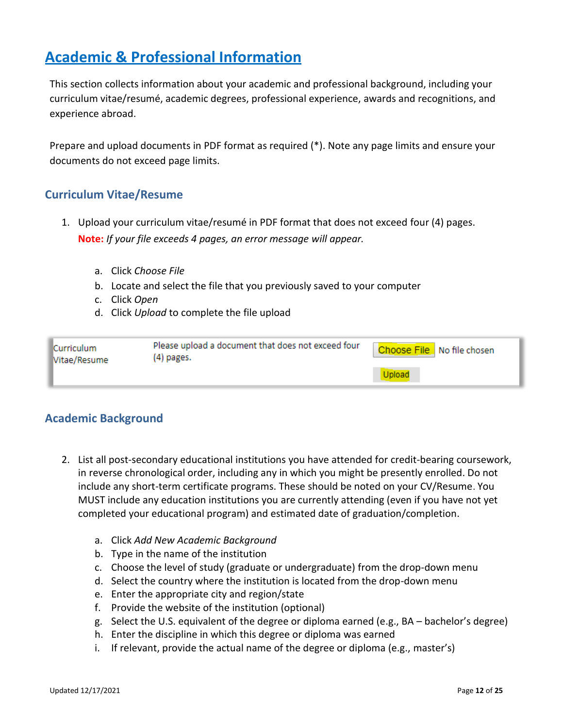# Academic & Professional Information

This section collects information about your academic and professional background, including your curriculum vitae/resumé, academic degrees, professional experience, awards and recognitions, and experience abroad.

Prepare and upload documents in PDF format as required (*). Note any page limits and ensure your documents do not exceed page limits.

## Curriculum Vitae/Resume

1. Upload your curriculum vitae/resumé in PDF format that does not exceed four (4) pages.
   **Note:** *If your file exceeds 4 pages, an error message will appear.*

   a. Click *Choose File*
   b. Locate and select the file that you previously saved to your computer
   c. Click *Open*
   d. Click *Upload* to complete the file upload

| Curriculum Vitae/Resume | Please upload a document that does not exceed four (4) pages. | Choose File No file chosen<br>Upload |
|---|---|---|

## Academic Background

2. List all post-secondary educational institutions you have attended for credit-bearing coursework, in reverse chronological order, including any in which you might be presently enrolled. Do not include any short-term certificate programs. These should be noted on your CV/Resume. You MUST include any education institutions you are currently attending (even if you have not yet completed your educational program) and estimated date of graduation/completion.

   a. Click *Add New Academic Background*
   b. Type in the name of the institution
   c. Choose the level of study (graduate or undergraduate) from the drop-down menu
   d. Select the country where the institution is located from the drop-down menu
   e. Enter the appropriate city and region/state
   f. Provide the website of the institution (optional)
   g. Select the U.S. equivalent of the degree or diploma earned (e.g., BA – bachelor's degree)
   h. Enter the discipline in which this degree or diploma was earned
   i. If relevant, provide the actual name of the degree or diploma (e.g., master's)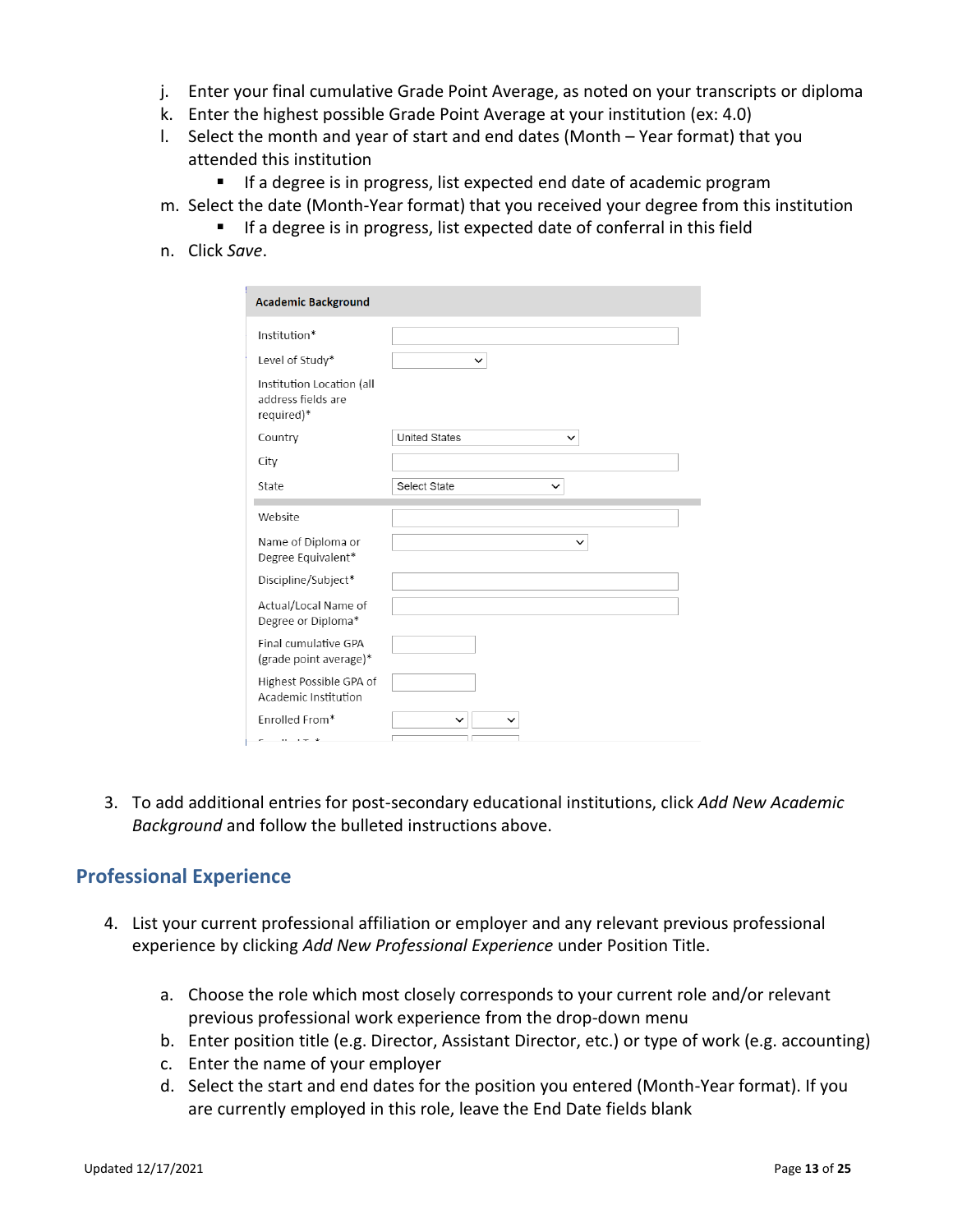j. Enter your final cumulative Grade Point Average, as noted on your transcripts or diploma
k. Enter the highest possible Grade Point Average at your institution (ex: 4.0)
l. Select the month and year of start and end dates (Month – Year format) that you attended this institution
    - If a degree is in progress, list expected end date of academic program
m. Select the date (Month-Year format) that you received your degree from this institution
    - If a degree is in progress, list expected date of conferral in this field
n. Click *Save*.

| Academic Background | |
|---|---|
| Institution* | |
| Level of Study* | |
| Institution Location (all address fields are required)* | |
| Country | United States |
| City | |
| State | Select State |
| Website | |
| Name of Diploma or Degree Equivalent* | |
| Discipline/Subject* | |
| Actual/Local Name of Degree or Diploma* | |
| Final cumulative GPA (grade point average)* | |
| Highest Possible GPA of Academic Institution | |
| Enrolled From* | |

3. To add additional entries for post-secondary educational institutions, click *Add New Academic Background* and follow the bulleted instructions above.

## Professional Experience

4. List your current professional affiliation or employer and any relevant previous professional experience by clicking *Add New Professional Experience* under Position Title.

    a. Choose the role which most closely corresponds to your current role and/or relevant previous professional work experience from the drop-down menu
    b. Enter position title (e.g. Director, Assistant Director, etc.) or type of work (e.g. accounting)
    c. Enter the name of your employer
    d. Select the start and end dates for the position you entered (Month-Year format). If you are currently employed in this role, leave the End Date fields blank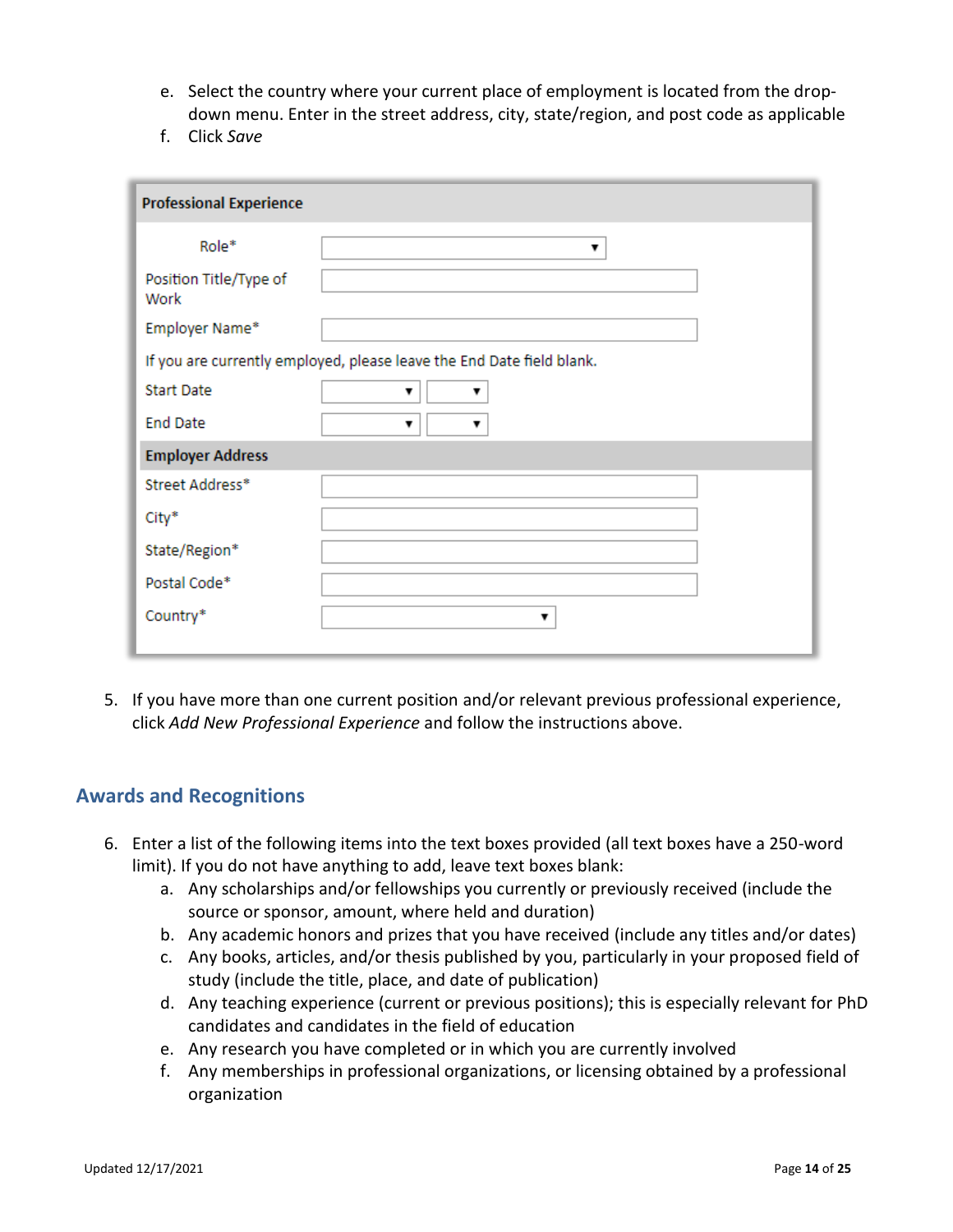e. Select the country where your current place of employment is located from the drop-down menu. Enter in the street address, city, state/region, and post code as applicable
f. Click *Save*

**Professional Experience**

| Field | |
|---|---|
| Role* | ▼ |
| Position Title/Type of Work | |
| Employer Name* | |

If you are currently employed, please leave the End Date field blank.

| Field | | |
|---|---|---|
| Start Date | ▼ | ▼ |
| End Date | ▼ | ▼ |

**Employer Address**

| Field | |
|---|---|
| Street Address* | |
| City* | |
| State/Region* | |
| Postal Code* | |
| Country* | ▼ |

5. If you have more than one current position and/or relevant previous professional experience, click *Add New Professional Experience* and follow the instructions above.

## Awards and Recognitions

6. Enter a list of the following items into the text boxes provided (all text boxes have a 250-word limit). If you do not have anything to add, leave text boxes blank:
   a. Any scholarships and/or fellowships you currently or previously received (include the source or sponsor, amount, where held and duration)
   b. Any academic honors and prizes that you have received (include any titles and/or dates)
   c. Any books, articles, and/or thesis published by you, particularly in your proposed field of study (include the title, place, and date of publication)
   d. Any teaching experience (current or previous positions); this is especially relevant for PhD candidates and candidates in the field of education
   e. Any research you have completed or in which you are currently involved
   f. Any memberships in professional organizations, or licensing obtained by a professional organization

Updated 12/17/2021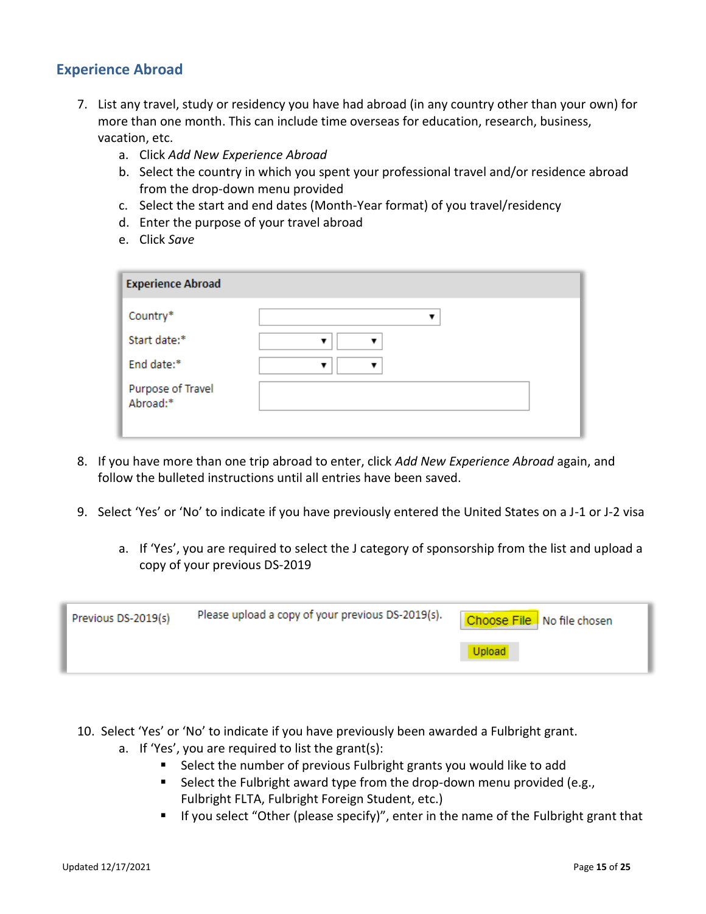## Experience Abroad

7. List any travel, study or residency you have had abroad (in any country other than your own) for more than one month. This can include time overseas for education, research, business, vacation, etc.
   a. Click *Add New Experience Abroad*
   b. Select the country in which you spent your professional travel and/or residence abroad from the drop-down menu provided
   c. Select the start and end dates (Month-Year format) of you travel/residency
   d. Enter the purpose of your travel abroad
   e. Click *Save*

| Experience Abroad | |
|---|---|
| Country* | |
| Start date:* | |
| End date:* | |
| Purpose of Travel Abroad:* | |

8. If you have more than one trip abroad to enter, click *Add New Experience Abroad* again, and follow the bulleted instructions until all entries have been saved.

9. Select 'Yes' or 'No' to indicate if you have previously entered the United States on a J-1 or J-2 visa

   a. If 'Yes', you are required to select the J category of sponsorship from the list and upload a copy of your previous DS-2019

| Previous DS-2019(s) | Please upload a copy of your previous DS-2019(s). | Choose File No file chosen Upload |
|---|---|---|

10. Select 'Yes' or 'No' to indicate if you have previously been awarded a Fulbright grant.
    a. If 'Yes', you are required to list the grant(s):
       - Select the number of previous Fulbright grants you would like to add
       - Select the Fulbright award type from the drop-down menu provided (e.g., Fulbright FLTA, Fulbright Foreign Student, etc.)
       - If you select "Other (please specify)", enter in the name of the Fulbright grant that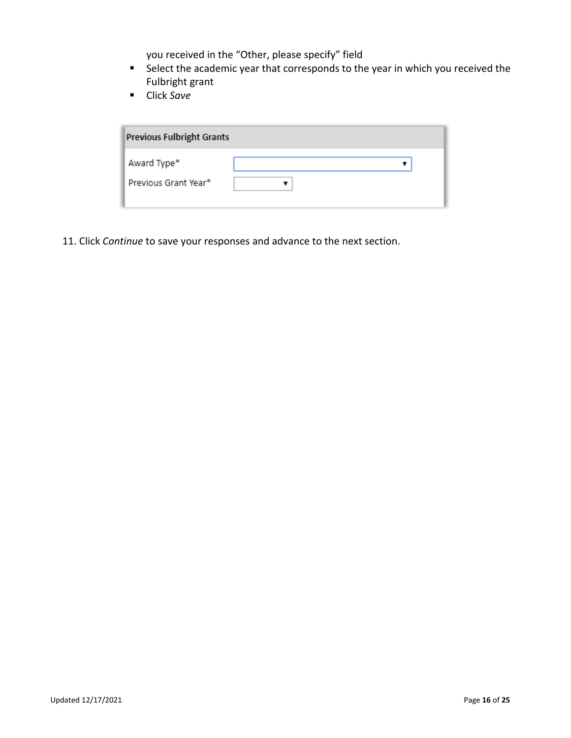you received in the "Other, please specify" field

- Select the academic year that corresponds to the year in which you received the Fulbright grant
- Click *Save*

**Previous Fulbright Grants**

| Award Type* | |
|---|---|
| Previous Grant Year* | |

11. Click *Continue* to save your responses and advance to the next section.

Updated 12/17/2021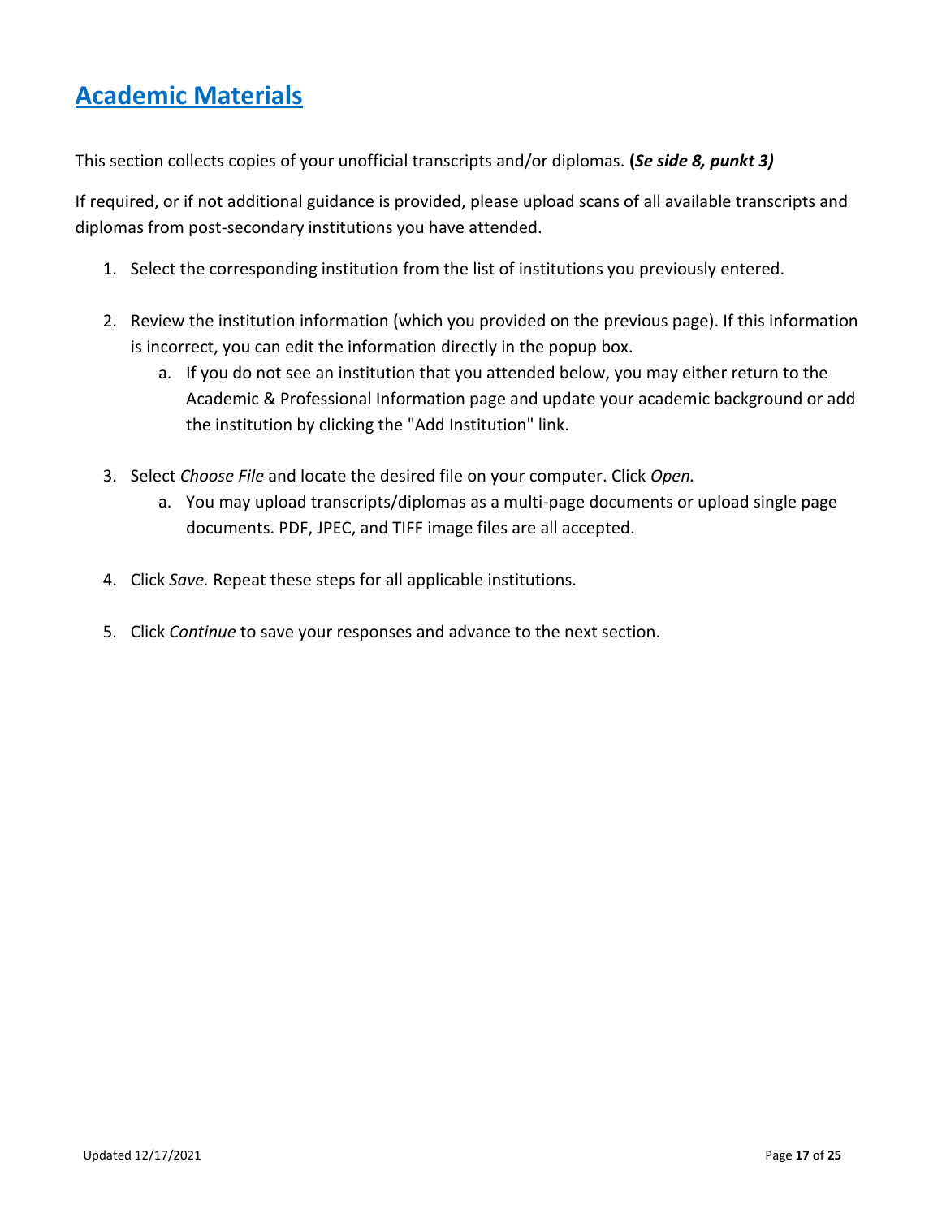## Academic Materials

This section collects copies of your unofficial transcripts and/or diplomas. **(*Se side 8, punkt 3)***

If required, or if not additional guidance is provided, please upload scans of all available transcripts and diplomas from post-secondary institutions you have attended.

1. Select the corresponding institution from the list of institutions you previously entered.

2. Review the institution information (which you provided on the previous page). If this information is incorrect, you can edit the information directly in the popup box.
   a. If you do not see an institution that you attended below, you may either return to the Academic & Professional Information page and update your academic background or add the institution by clicking the "Add Institution" link.

3. Select *Choose File* and locate the desired file on your computer. Click *Open.*
   a. You may upload transcripts/diplomas as a multi-page documents or upload single page documents. PDF, JPEC, and TIFF image files are all accepted.

4. Click *Save.* Repeat these steps for all applicable institutions.

5. Click *Continue* to save your responses and advance to the next section.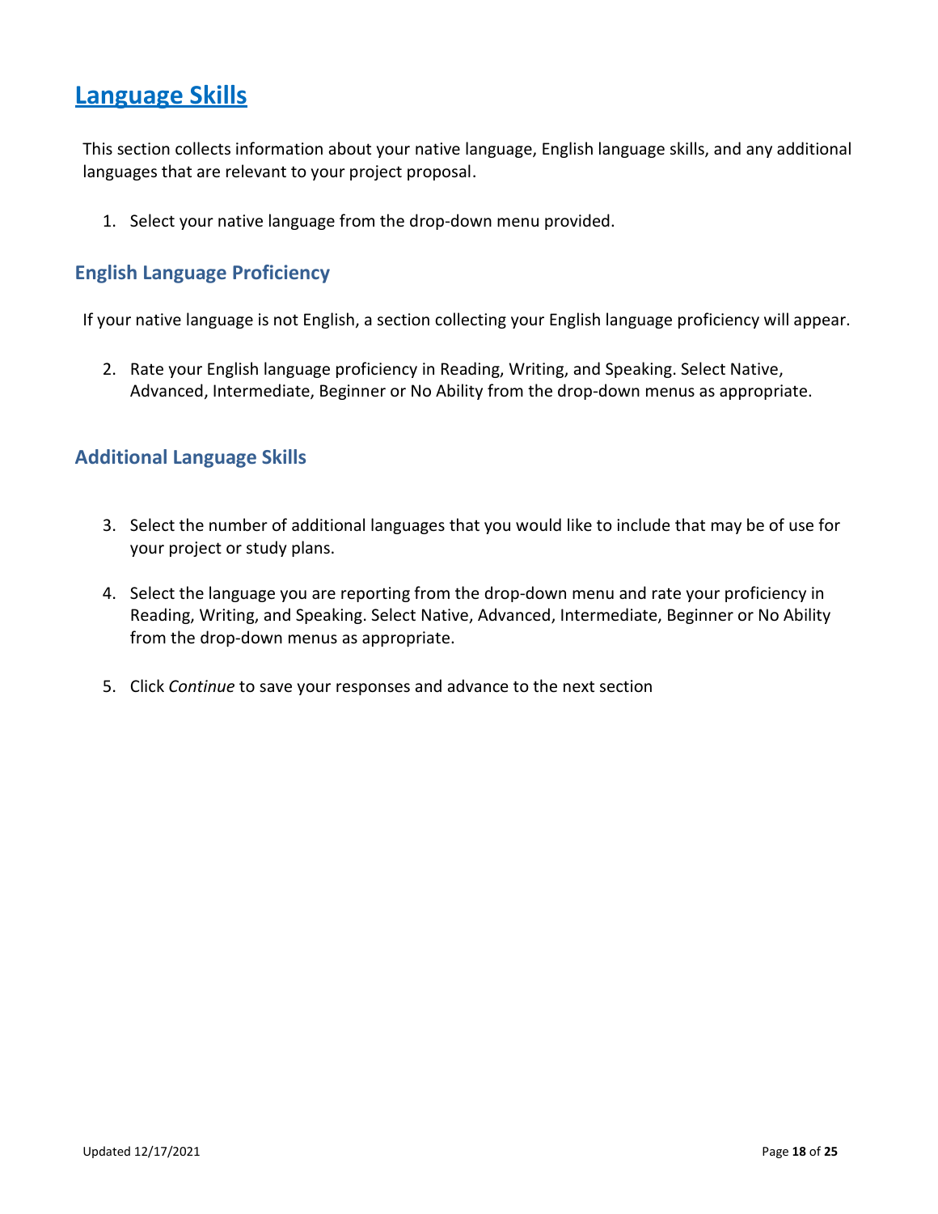# Language Skills

This section collects information about your native language, English language skills, and any additional languages that are relevant to your project proposal.

1. Select your native language from the drop-down menu provided.

## English Language Proficiency

If your native language is not English, a section collecting your English language proficiency will appear.

2. Rate your English language proficiency in Reading, Writing, and Speaking. Select Native, Advanced, Intermediate, Beginner or No Ability from the drop-down menus as appropriate.

## Additional Language Skills

3. Select the number of additional languages that you would like to include that may be of use for your project or study plans.

4. Select the language you are reporting from the drop-down menu and rate your proficiency in Reading, Writing, and Speaking. Select Native, Advanced, Intermediate, Beginner or No Ability from the drop-down menus as appropriate.

5. Click *Continue* to save your responses and advance to the next section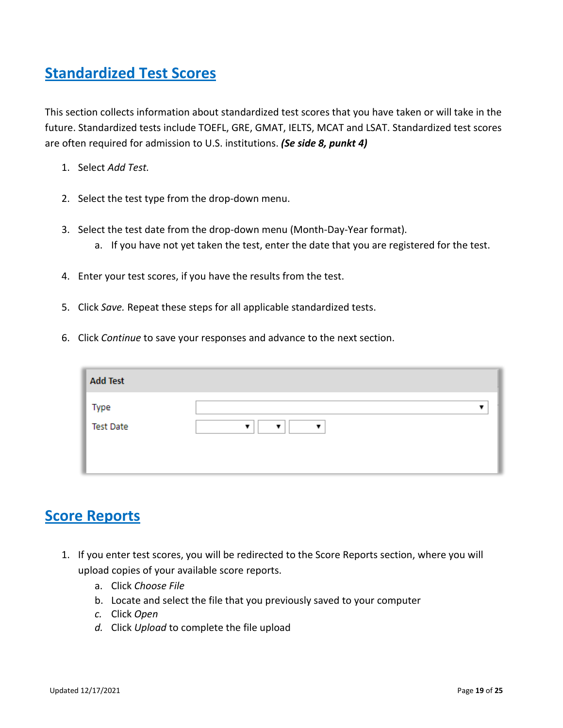## Standardized Test Scores

This section collects information about standardized test scores that you have taken or will take in the future. Standardized tests include TOEFL, GRE, GMAT, IELTS, MCAT and LSAT. Standardized test scores are often required for admission to U.S. institutions. ***(Se side 8, punkt 4)***

1. Select *Add Test.*
2. Select the test type from the drop-down menu.
3. Select the test date from the drop-down menu (Month-Day-Year format).
   a. If you have not yet taken the test, enter the date that you are registered for the test.
4. Enter your test scores, if you have the results from the test.
5. Click *Save.* Repeat these steps for all applicable standardized tests.
6. Click *Continue* to save your responses and advance to the next section.

**Add Test**

Type

Test Date

## Score Reports

1. If you enter test scores, you will be redirected to the Score Reports section, where you will upload copies of your available score reports.
   a. Click *Choose File*
   b. Locate and select the file that you previously saved to your computer
   c. Click *Open*
   d. Click *Upload* to complete the file upload

Updated 12/17/2021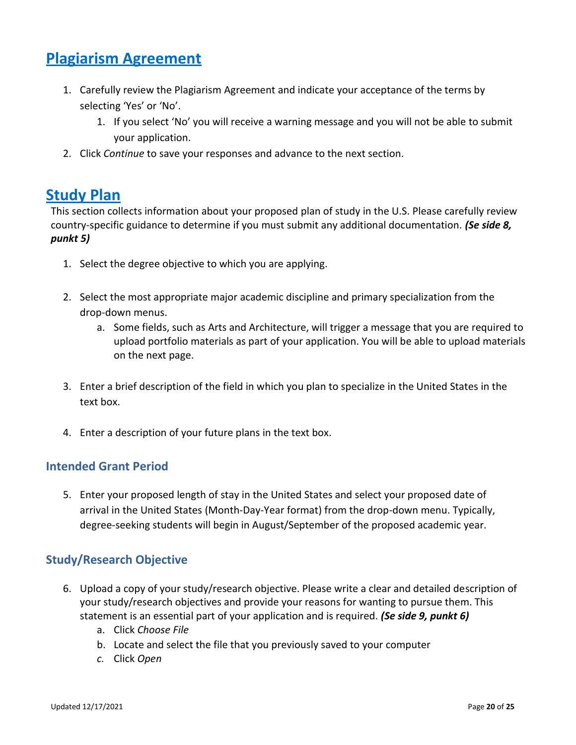## Plagiarism Agreement

1. Carefully review the Plagiarism Agreement and indicate your acceptance of the terms by selecting 'Yes' or 'No'.
    1. If you select 'No' you will receive a warning message and you will not be able to submit your application.
2. Click *Continue* to save your responses and advance to the next section.

## Study Plan

This section collects information about your proposed plan of study in the U.S. Please carefully review country-specific guidance to determine if you must submit any additional documentation. ***(Se side 8, punkt 5)***

1. Select the degree objective to which you are applying.

2. Select the most appropriate major academic discipline and primary specialization from the drop-down menus.
    a. Some fields, such as Arts and Architecture, will trigger a message that you are required to upload portfolio materials as part of your application. You will be able to upload materials on the next page.

3. Enter a brief description of the field in which you plan to specialize in the United States in the text box.

4. Enter a description of your future plans in the text box.

### Intended Grant Period

5. Enter your proposed length of stay in the United States and select your proposed date of arrival in the United States (Month-Day-Year format) from the drop-down menu. Typically, degree-seeking students will begin in August/September of the proposed academic year.

### Study/Research Objective

6. Upload a copy of your study/research objective. Please write a clear and detailed description of your study/research objectives and provide your reasons for wanting to pursue them. This statement is an essential part of your application and is required. ***(Se side 9, punkt 6)***
    a. Click *Choose File*
    b. Locate and select the file that you previously saved to your computer
    *c.* Click *Open*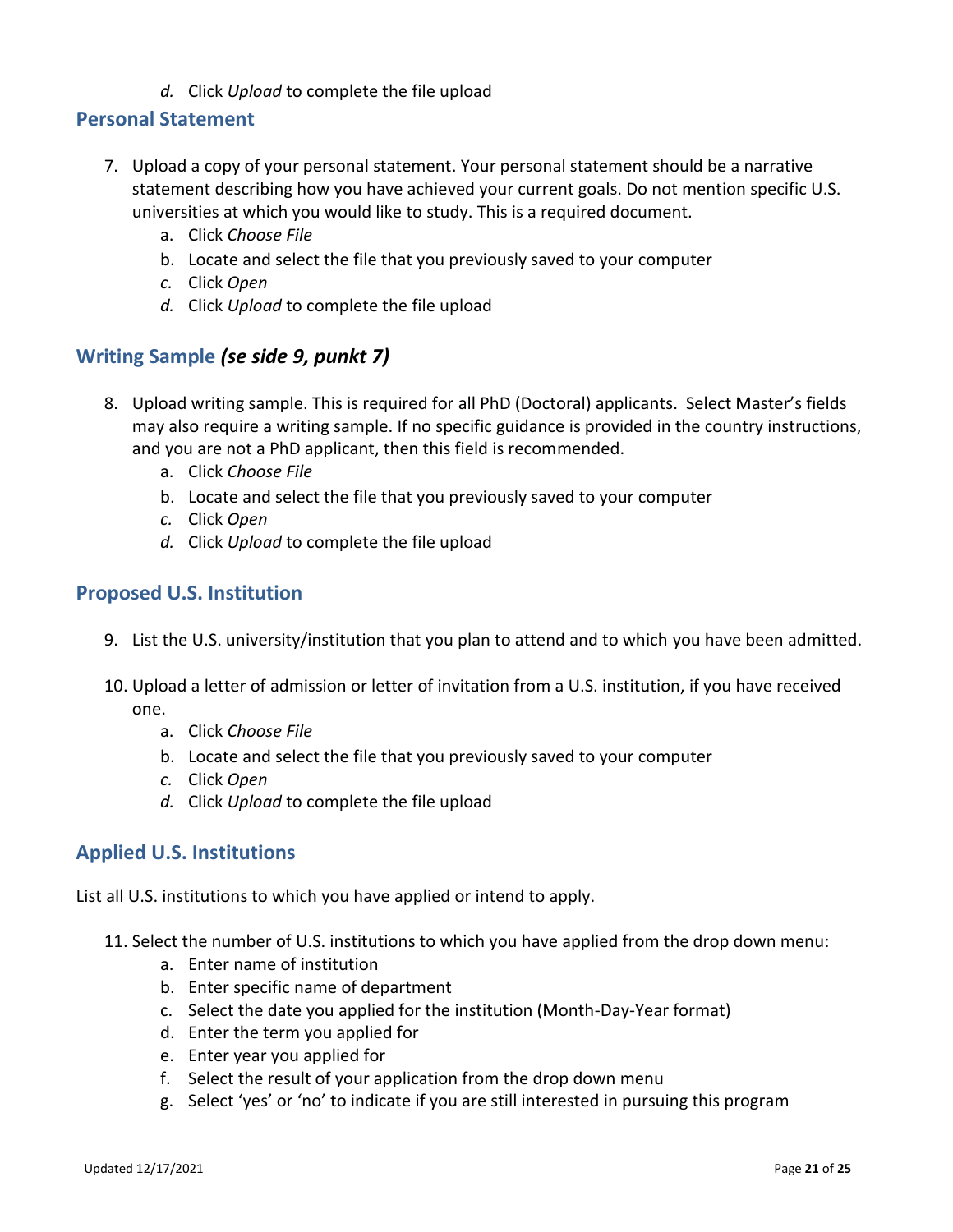*d.* Click *Upload* to complete the file upload

## Personal Statement

7. Upload a copy of your personal statement. Your personal statement should be a narrative statement describing how you have achieved your current goals. Do not mention specific U.S. universities at which you would like to study. This is a required document.
    a. Click *Choose File*
    b. Locate and select the file that you previously saved to your computer
    *c.* Click *Open*
    *d.* Click *Upload* to complete the file upload

## Writing Sample ***(se side 9, punkt 7)***

8. Upload writing sample. This is required for all PhD (Doctoral) applicants. Select Master's fields may also require a writing sample. If no specific guidance is provided in the country instructions, and you are not a PhD applicant, then this field is recommended.
    a. Click *Choose File*
    b. Locate and select the file that you previously saved to your computer
    *c.* Click *Open*
    *d.* Click *Upload* to complete the file upload

## Proposed U.S. Institution

9. List the U.S. university/institution that you plan to attend and to which you have been admitted.

10. Upload a letter of admission or letter of invitation from a U.S. institution, if you have received one.
    a. Click *Choose File*
    b. Locate and select the file that you previously saved to your computer
    *c.* Click *Open*
    *d.* Click *Upload* to complete the file upload

## Applied U.S. Institutions

List all U.S. institutions to which you have applied or intend to apply.

11. Select the number of U.S. institutions to which you have applied from the drop down menu:
    a. Enter name of institution
    b. Enter specific name of department
    c. Select the date you applied for the institution (Month-Day-Year format)
    d. Enter the term you applied for
    e. Enter year you applied for
    f. Select the result of your application from the drop down menu
    g. Select 'yes' or 'no' to indicate if you are still interested in pursuing this program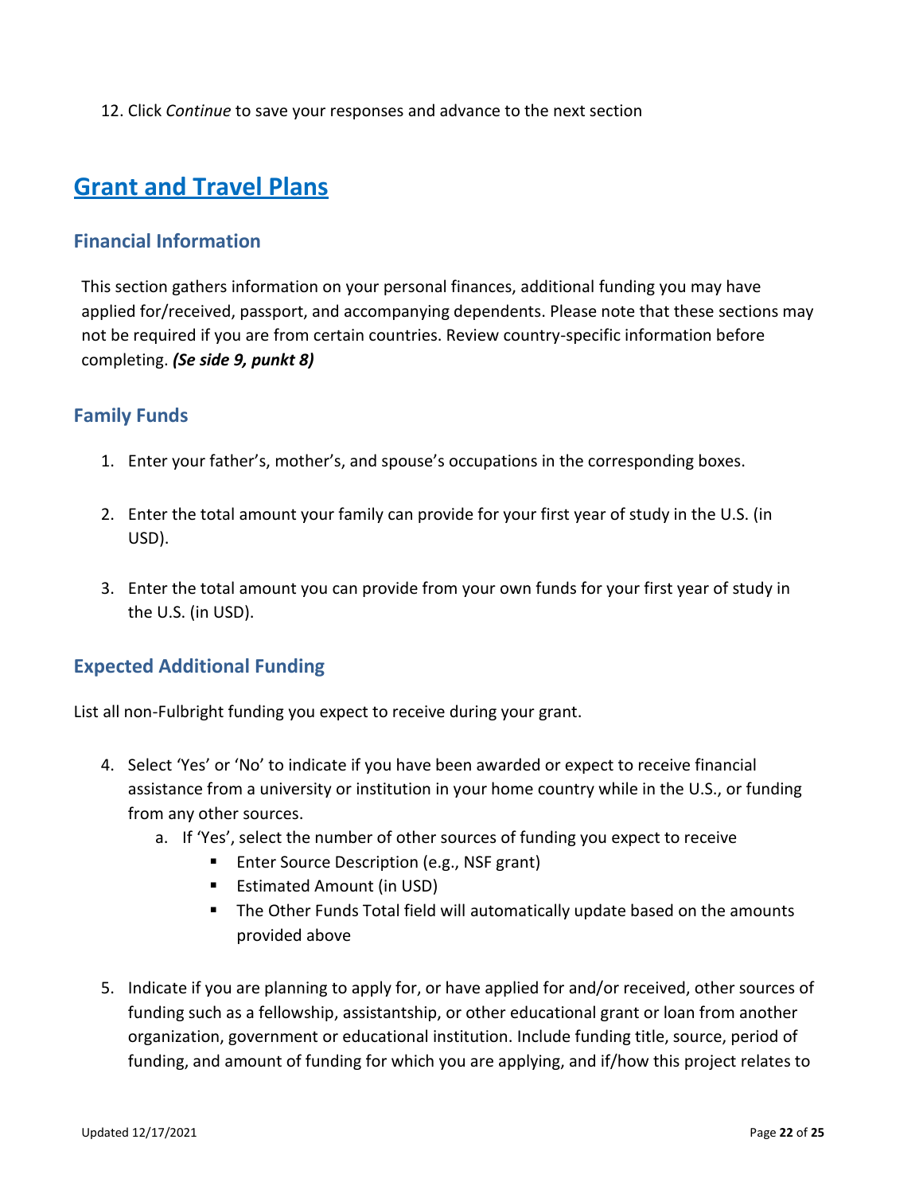12. Click *Continue* to save your responses and advance to the next section

## Grant and Travel Plans

### Financial Information

This section gathers information on your personal finances, additional funding you may have applied for/received, passport, and accompanying dependents. Please note that these sections may not be required if you are from certain countries. Review country-specific information before completing. ***(Se side 9, punkt 8)***

### Family Funds

1. Enter your father's, mother's, and spouse's occupations in the corresponding boxes.

2. Enter the total amount your family can provide for your first year of study in the U.S. (in USD).

3. Enter the total amount you can provide from your own funds for your first year of study in the U.S. (in USD).

### Expected Additional Funding

List all non-Fulbright funding you expect to receive during your grant.

4. Select 'Yes' or 'No' to indicate if you have been awarded or expect to receive financial assistance from a university or institution in your home country while in the U.S., or funding from any other sources.
    a. If 'Yes', select the number of other sources of funding you expect to receive
        - Enter Source Description (e.g., NSF grant)
        - Estimated Amount (in USD)
        - The Other Funds Total field will automatically update based on the amounts provided above

5. Indicate if you are planning to apply for, or have applied for and/or received, other sources of funding such as a fellowship, assistantship, or other educational grant or loan from another organization, government or educational institution. Include funding title, source, period of funding, and amount of funding for which you are applying, and if/how this project relates to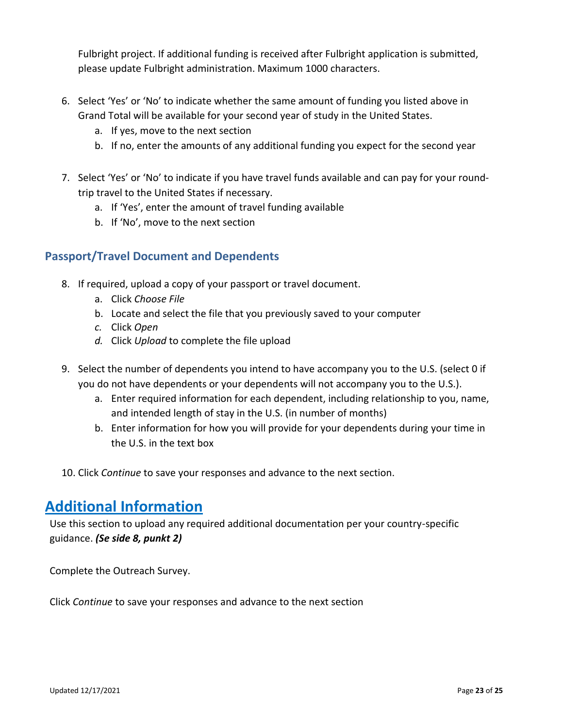Fulbright project. If additional funding is received after Fulbright application is submitted, please update Fulbright administration. Maximum 1000 characters.

6. Select 'Yes' or 'No' to indicate whether the same amount of funding you listed above in Grand Total will be available for your second year of study in the United States.
   a. If yes, move to the next section
   b. If no, enter the amounts of any additional funding you expect for the second year

7. Select 'Yes' or 'No' to indicate if you have travel funds available and can pay for your round-trip travel to the United States if necessary.
   a. If 'Yes', enter the amount of travel funding available
   b. If 'No', move to the next section

### Passport/Travel Document and Dependents

8. If required, upload a copy of your passport or travel document.
   a. Click *Choose File*
   b. Locate and select the file that you previously saved to your computer
   c. Click *Open*
   d. Click *Upload* to complete the file upload

9. Select the number of dependents you intend to have accompany you to the U.S. (select 0 if you do not have dependents or your dependents will not accompany you to the U.S.).
   a. Enter required information for each dependent, including relationship to you, name, and intended length of stay in the U.S. (in number of months)
   b. Enter information for how you will provide for your dependents during your time in the U.S. in the text box

10. Click *Continue* to save your responses and advance to the next section.

## Additional Information

Use this section to upload any required additional documentation per your country-specific guidance. ***(Se side 8, punkt 2)***

Complete the Outreach Survey.

Click *Continue* to save your responses and advance to the next section

Updated 12/17/2021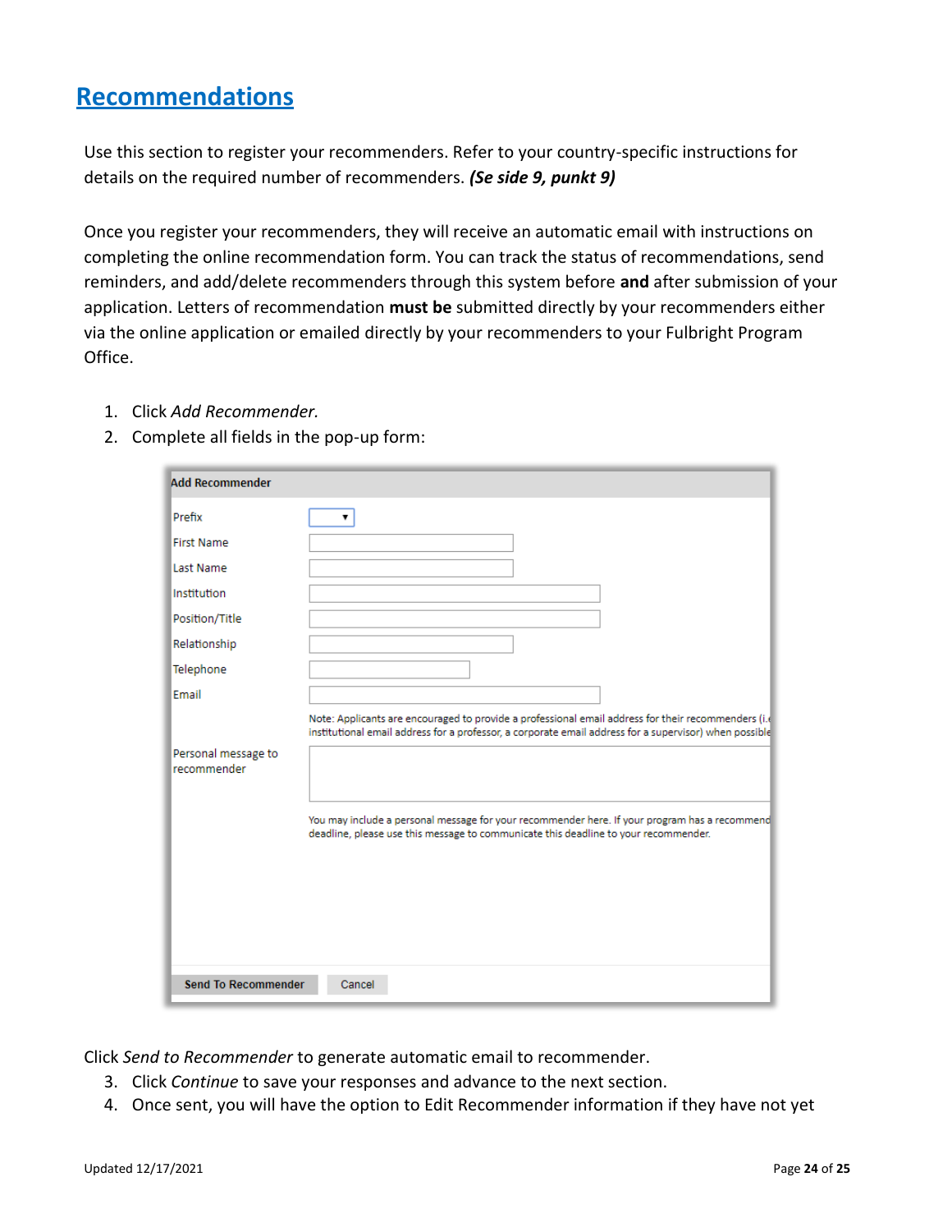## Recommendations

Use this section to register your recommenders. Refer to your country-specific instructions for details on the required number of recommenders. ***(Se side 9, punkt 9)***

Once you register your recommenders, they will receive an automatic email with instructions on completing the online recommendation form. You can track the status of recommendations, send reminders, and add/delete recommenders through this system before **and** after submission of your application. Letters of recommendation **must be** submitted directly by your recommenders either via the online application or emailed directly by your recommenders to your Fulbright Program Office.

1. Click *Add Recommender.*
2. Complete all fields in the pop-up form:

**Add Recommender**

| | |
|---|---|
| Prefix | |
| First Name | |
| Last Name | |
| Institution | |
| Position/Title | |
| Relationship | |
| Telephone | |
| Email | |
| | Note: Applicants are encouraged to provide a professional email address for their recommenders (i.e institutional email address for a professor, a corporate email address for a supervisor) when possible |
| Personal message to recommender | |
| | You may include a personal message for your recommender here. If your program has a recommend deadline, please use this message to communicate this deadline to your recommender. |

Send To Recommender | Cancel

Click *Send to Recommender* to generate automatic email to recommender.

3. Click *Continue* to save your responses and advance to the next section.
4. Once sent, you will have the option to Edit Recommender information if they have not yet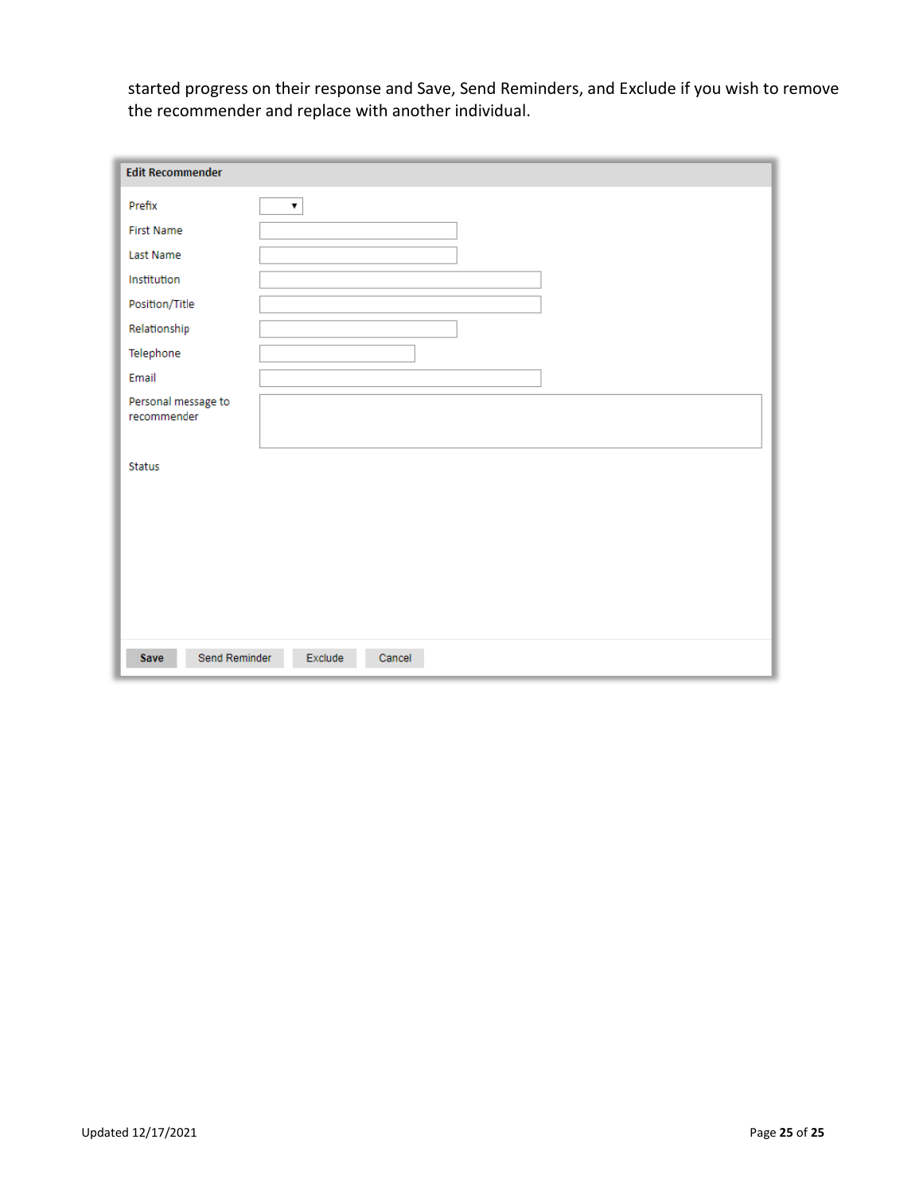started progress on their response and Save, Send Reminders, and Exclude if you wish to remove the recommender and replace with another individual.

**Edit Recommender**

| | |
|---|---|
| Prefix | ▼ |
| First Name | |
| Last Name | |
| Institution | |
| Position/Title | |
| Relationship | |
| Telephone | |
| Email | |
| Personal message to recommender | |
| Status | |

Save | Send Reminder | Exclude | Cancel

Updated 12/17/2021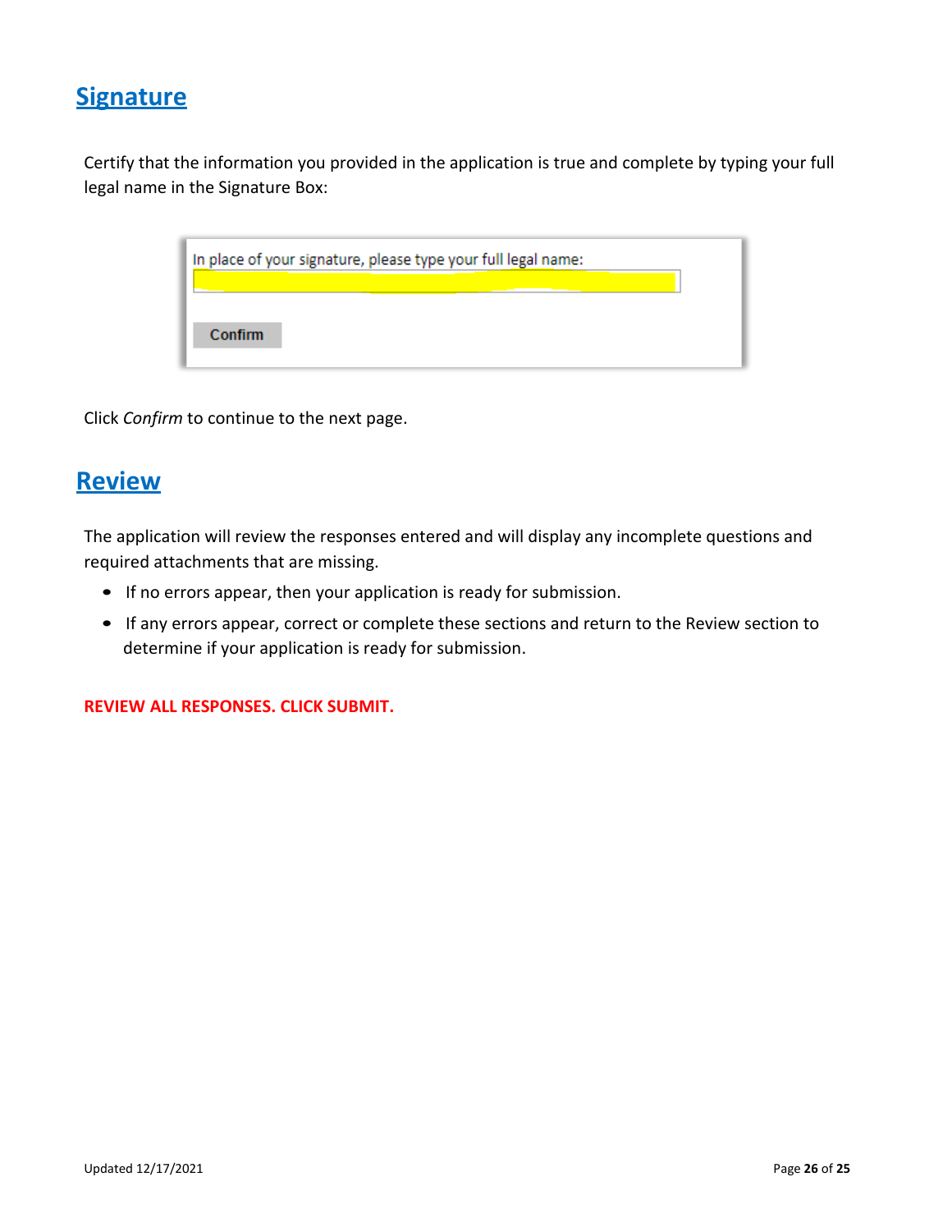## Signature

Certify that the information you provided in the application is true and complete by typing your full legal name in the Signature Box:

In place of your signature, please type your full legal name:

Confirm

Click *Confirm* to continue to the next page.

## Review

The application will review the responses entered and will display any incomplete questions and required attachments that are missing.

- If no errors appear, then your application is ready for submission.
- If any errors appear, correct or complete these sections and return to the Review section to determine if your application is ready for submission.

**REVIEW ALL RESPONSES. CLICK SUBMIT.**

Updated 12/17/2021